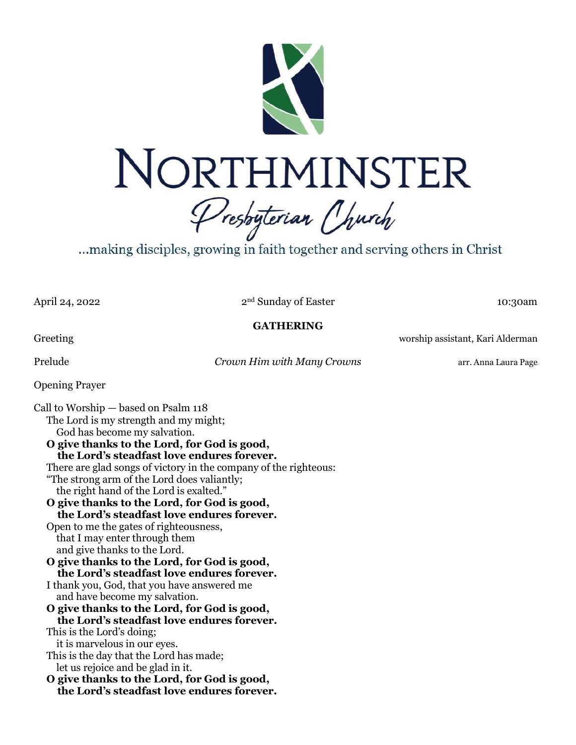# NORTHMINSTER

## Presbyterian Church

...making disciples, growing in faith together and serving others in Christ

April 24, 2022 | 2nd Sunday of Easter | 10:30am

**GATHERING**

Greeting — worship assistant, Kari Alderman

Prelude — *Crown Him with Many Crowns* — arr. Anna Laura Page

Opening Prayer

Call to Worship — based on Psalm 118

The Lord is my strength and my might;
God has become my salvation.
**O give thanks to the Lord, for God is good,**
**the Lord's steadfast love endures forever.**
There are glad songs of victory in the company of the righteous:
"The strong arm of the Lord does valiantly;
the right hand of the Lord is exalted."
**O give thanks to the Lord, for God is good,**
**the Lord's steadfast love endures forever.**
Open to me the gates of righteousness,
that I may enter through them
and give thanks to the Lord.
**O give thanks to the Lord, for God is good,**
**the Lord's steadfast love endures forever.**
I thank you, God, that you have answered me
and have become my salvation.
**O give thanks to the Lord, for God is good,**
**the Lord's steadfast love endures forever.**
This is the Lord's doing;
it is marvelous in our eyes.
This is the day that the Lord has made;
let us rejoice and be glad in it.
**O give thanks to the Lord, for God is good,**
**the Lord's steadfast love endures forever.**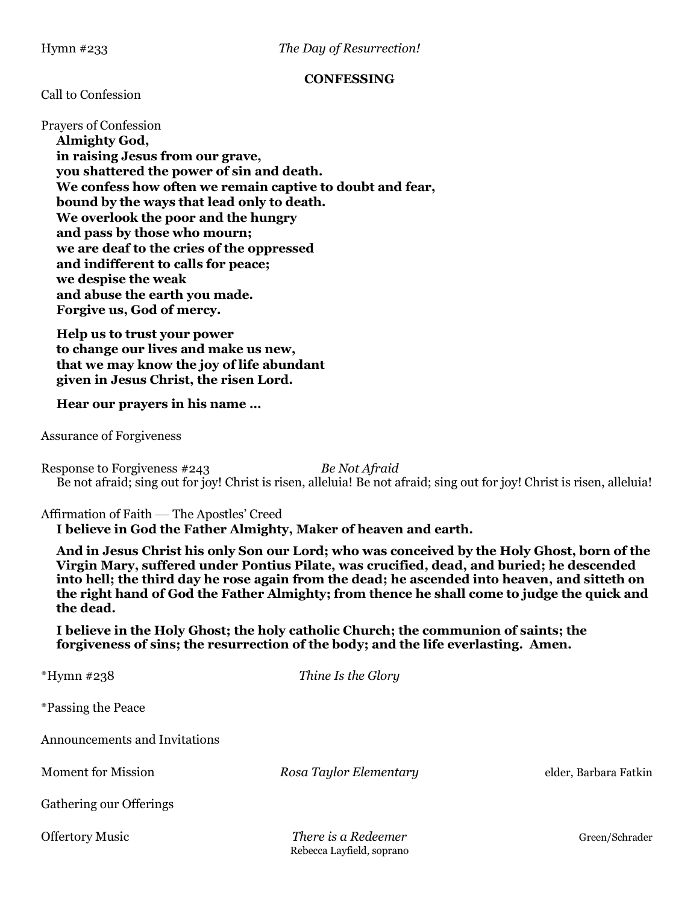Hymn #233 *The Day of Resurrection!*

**CONFESSING**

Call to Confession

Prayers of Confession

**Almighty God,**
**in raising Jesus from our grave,**
**you shattered the power of sin and death.**
**We confess how often we remain captive to doubt and fear,**
**bound by the ways that lead only to death.**
**We overlook the poor and the hungry**
**and pass by those who mourn;**
**we are deaf to the cries of the oppressed**
**and indifferent to calls for peace;**
**we despise the weak**
**and abuse the earth you made.**
**Forgive us, God of mercy.**

**Help us to trust your power**
**to change our lives and make us new,**
**that we may know the joy of life abundant**
**given in Jesus Christ, the risen Lord.**

**Hear our prayers in his name …**

Assurance of Forgiveness

Response to Forgiveness #243 *Be Not Afraid*

Be not afraid; sing out for joy! Christ is risen, alleluia! Be not afraid; sing out for joy! Christ is risen, alleluia!

Affirmation of Faith — The Apostles' Creed

**I believe in God the Father Almighty, Maker of heaven and earth.**

**And in Jesus Christ his only Son our Lord; who was conceived by the Holy Ghost, born of the Virgin Mary, suffered under Pontius Pilate, was crucified, dead, and buried; he descended into hell; the third day he rose again from the dead; he ascended into heaven, and sitteth on the right hand of God the Father Almighty; from thence he shall come to judge the quick and the dead.**

**I believe in the Holy Ghost; the holy catholic Church; the communion of saints; the forgiveness of sins; the resurrection of the body; and the life everlasting. Amen.**

*Hymn #238 *Thine Is the Glory*

*Passing the Peace

Announcements and Invitations

Moment for Mission *Rosa Taylor Elementary* elder, Barbara Fatkin

Gathering our Offerings

Offertory Music *There is a Redeemer* Green/Schrader
Rebecca Layfield, soprano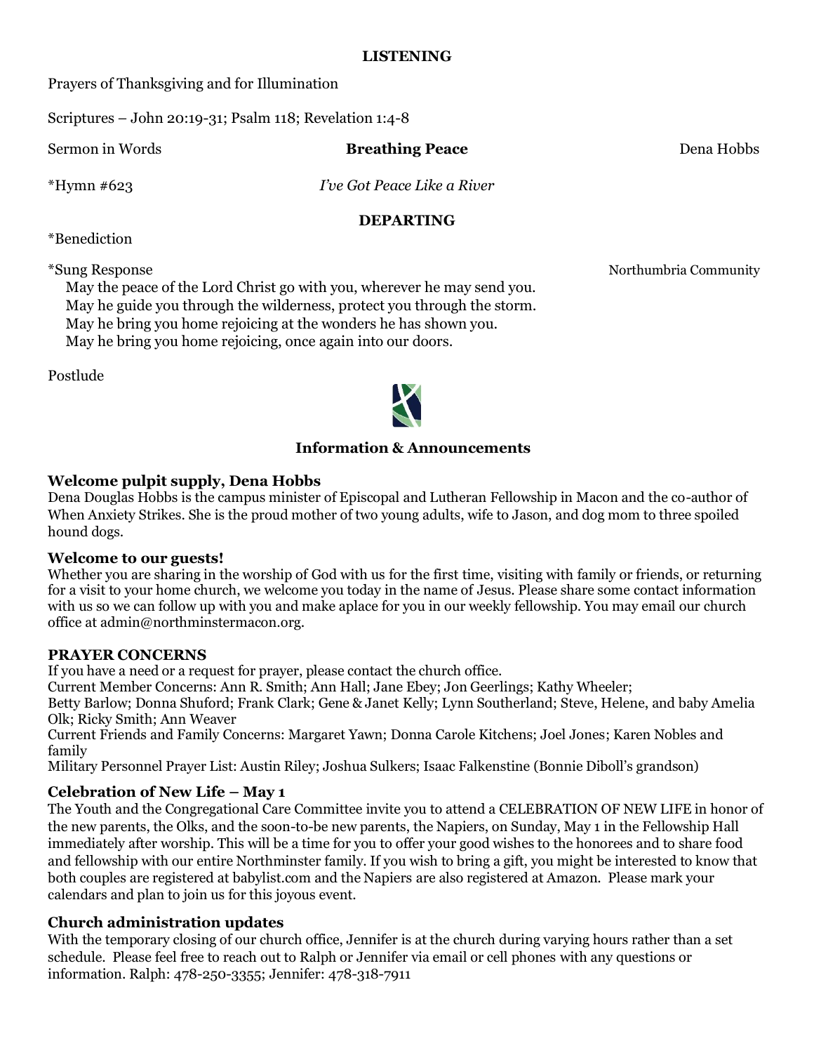**LISTENING**

Prayers of Thanksgiving and for Illumination

Scriptures – John 20:19-31; Psalm 118; Revelation 1:4-8

Sermon in Words **Breathing Peace** Dena Hobbs

*Hymn #623 *I've Got Peace Like a River*

**DEPARTING**

*Benediction

*Sung Response Northumbria Community

May the peace of the Lord Christ go with you, wherever he may send you.
May he guide you through the wilderness, protect you through the storm.
May he bring you home rejoicing at the wonders he has shown you.
May he bring you home rejoicing, once again into our doors.

Postlude

**Information & Announcements**

**Welcome pulpit supply, Dena Hobbs**

Dena Douglas Hobbs is the campus minister of Episcopal and Lutheran Fellowship in Macon and the co-author of When Anxiety Strikes. She is the proud mother of two young adults, wife to Jason, and dog mom to three spoiled hound dogs.

**Welcome to our guests!**

Whether you are sharing in the worship of God with us for the first time, visiting with family or friends, or returning for a visit to your home church, we welcome you today in the name of Jesus. Please share some contact information with us so we can follow up with you and make aplace for you in our weekly fellowship. You may email our church office at admin@northminstermacon.org.

**PRAYER CONCERNS**

If you have a need or a request for prayer, please contact the church office.
Current Member Concerns: Ann R. Smith; Ann Hall; Jane Ebey; Jon Geerlings; Kathy Wheeler; Betty Barlow; Donna Shuford; Frank Clark; Gene & Janet Kelly; Lynn Southerland; Steve, Helene, and baby Amelia Olk; Ricky Smith; Ann Weaver
Current Friends and Family Concerns: Margaret Yawn; Donna Carole Kitchens; Joel Jones; Karen Nobles and family
Military Personnel Prayer List: Austin Riley; Joshua Sulkers; Isaac Falkenstine (Bonnie Diboll's grandson)

**Celebration of New Life – May 1**

The Youth and the Congregational Care Committee invite you to attend a CELEBRATION OF NEW LIFE in honor of the new parents, the Olks, and the soon-to-be new parents, the Napiers, on Sunday, May 1 in the Fellowship Hall immediately after worship. This will be a time for you to offer your good wishes to the honorees and to share food and fellowship with our entire Northminster family. If you wish to bring a gift, you might be interested to know that both couples are registered at babylist.com and the Napiers are also registered at Amazon. Please mark your calendars and plan to join us for this joyous event.

**Church administration updates**

With the temporary closing of our church office, Jennifer is at the church during varying hours rather than a set schedule. Please feel free to reach out to Ralph or Jennifer via email or cell phones with any questions or information. Ralph: 478-250-3355; Jennifer: 478-318-7911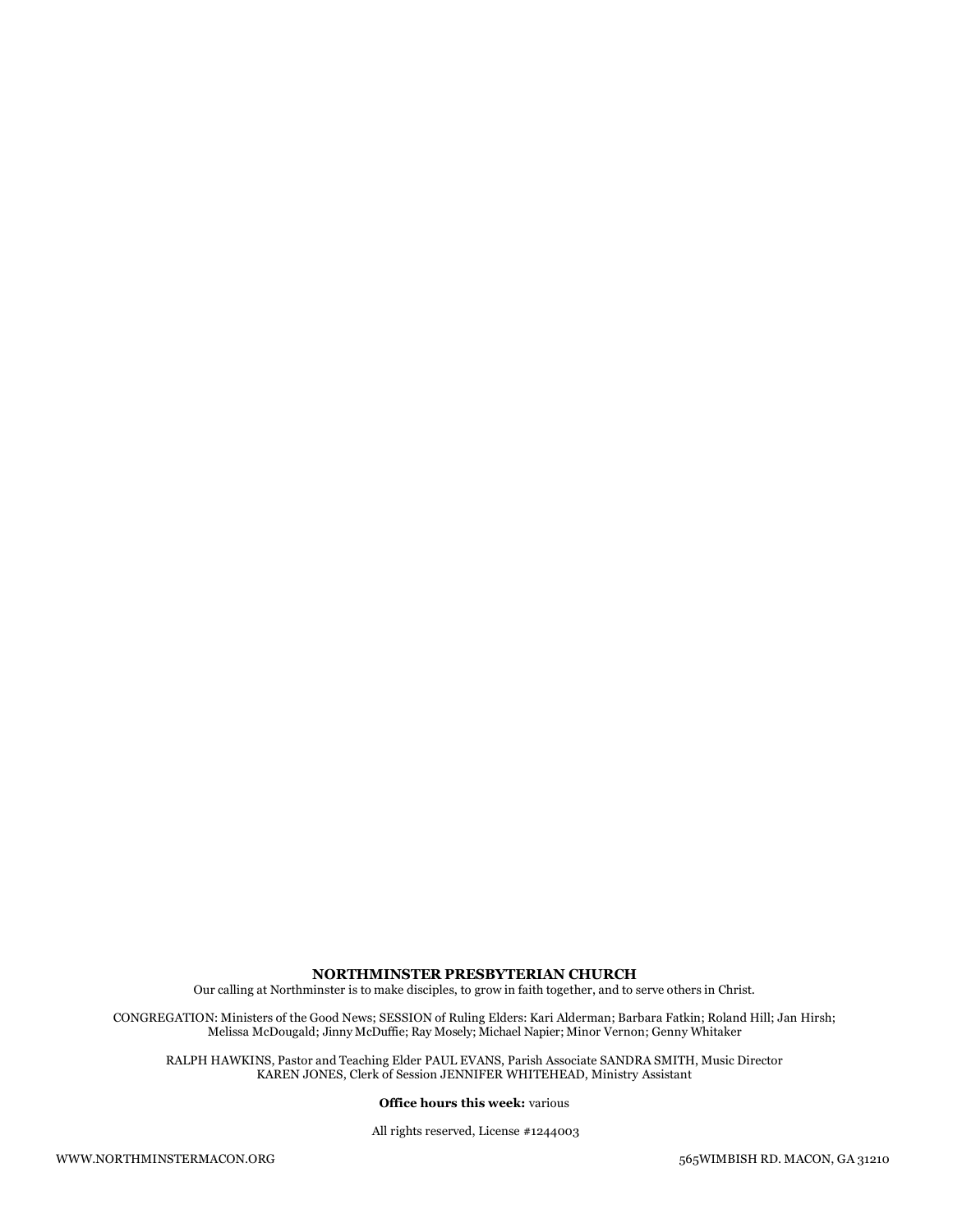**NORTHMINSTER PRESBYTERIAN CHURCH**

Our calling at Northminster is to make disciples, to grow in faith together, and to serve others in Christ.

CONGREGATION: Ministers of the Good News; SESSION of Ruling Elders: Kari Alderman; Barbara Fatkin; Roland Hill; Jan Hirsh; Melissa McDougald; Jinny McDuffie; Ray Mosely; Michael Napier; Minor Vernon; Genny Whitaker

RALPH HAWKINS, Pastor and Teaching Elder PAUL EVANS, Parish Associate SANDRA SMITH, Music Director KAREN JONES, Clerk of Session JENNIFER WHITEHEAD, Ministry Assistant

**Office hours this week:** various

All rights reserved, License #1244003

WWW.NORTHMINSTERMACON.ORG

565WIMBISH RD. MACON, GA 31210